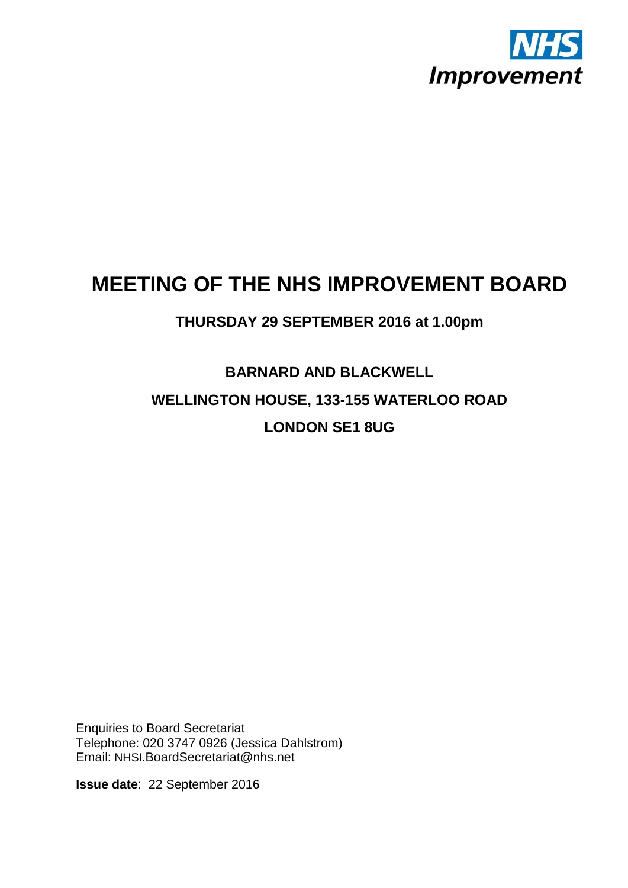NHS Improvement

# MEETING OF THE NHS IMPROVEMENT BOARD

## THURSDAY 29 SEPTEMBER 2016 at 1.00pm

**BARNARD AND BLACKWELL**

**WELLINGTON HOUSE, 133-155 WATERLOO ROAD**

**LONDON SE1 8UG**

Enquiries to Board Secretariat
Telephone: 020 3747 0926 (Jessica Dahlstrom)
Email: NHSI.BoardSecretariat@nhs.net

**Issue date**: 22 September 2016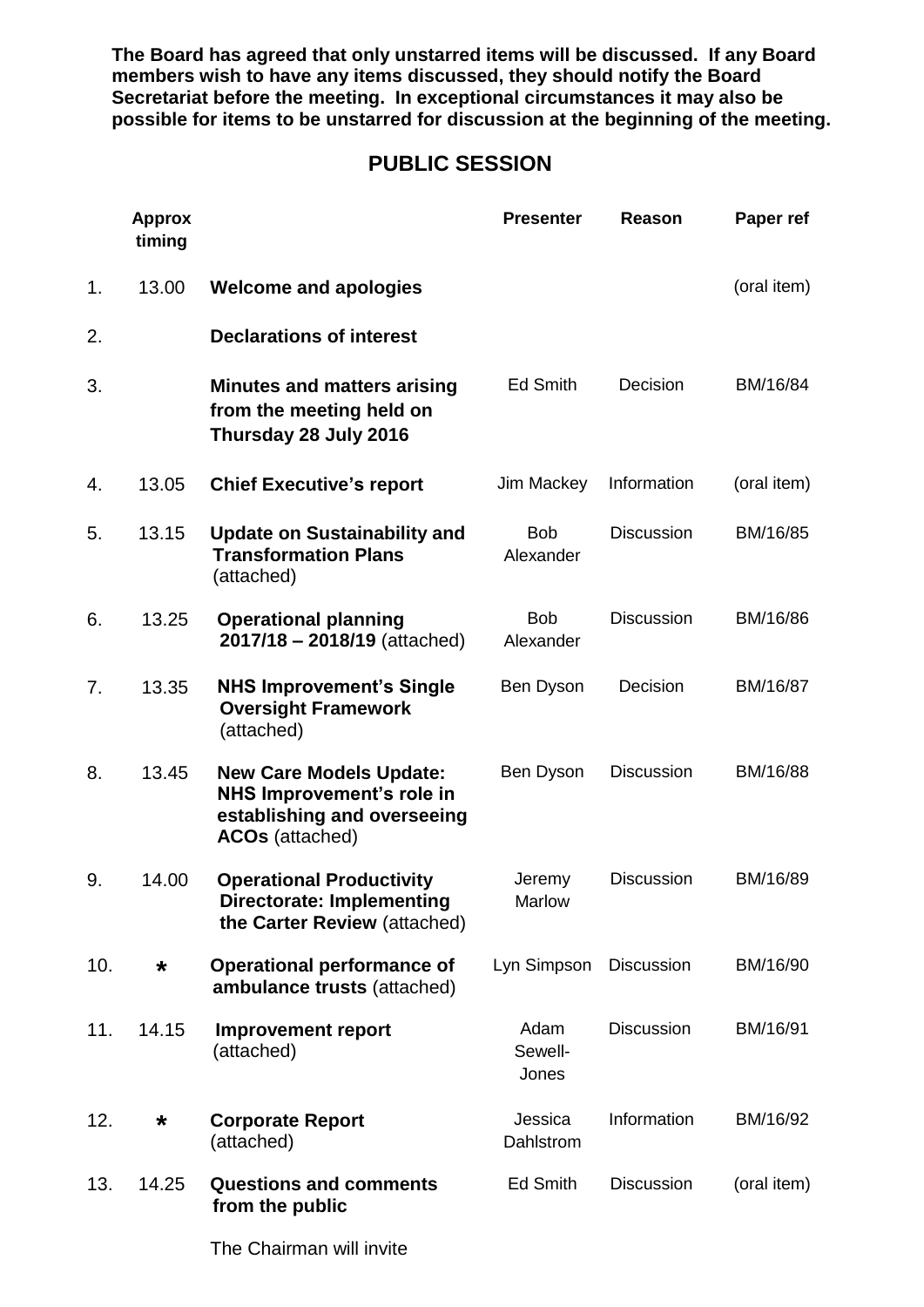**The Board has agreed that only unstarred items will be discussed. If any Board members wish to have any items discussed, they should notify the Board Secretariat before the meeting. In exceptional circumstances it may also be possible for items to be unstarred for discussion at the beginning of the meeting.**

## PUBLIC SESSION

| | Approx timing | | Presenter | Reason | Paper ref |
|---|---|---|---|---|---|
| 1. | 13.00 | **Welcome and apologies** | | | (oral item) |
| 2. | | **Declarations of interest** | | | |
| 3. | | **Minutes and matters arising from the meeting held on Thursday 28 July 2016** | Ed Smith | Decision | BM/16/84 |
| 4. | 13.05 | **Chief Executive's report** | Jim Mackey | Information | (oral item) |
| 5. | 13.15 | **Update on Sustainability and Transformation Plans** (attached) | Bob Alexander | Discussion | BM/16/85 |
| 6. | 13.25 | **Operational planning 2017/18 – 2018/19** (attached) | Bob Alexander | Discussion | BM/16/86 |
| 7. | 13.35 | **NHS Improvement's Single Oversight Framework** (attached) | Ben Dyson | Decision | BM/16/87 |
| 8. | 13.45 | **New Care Models Update: NHS Improvement's role in establishing and overseeing ACOs** (attached) | Ben Dyson | Discussion | BM/16/88 |
| 9. | 14.00 | **Operational Productivity Directorate: Implementing the Carter Review** (attached) | Jeremy Marlow | Discussion | BM/16/89 |
| 10. | * | **Operational performance of ambulance trusts** (attached) | Lyn Simpson | Discussion | BM/16/90 |
| 11. | 14.15 | **Improvement report** (attached) | Adam Sewell-Jones | Discussion | BM/16/91 |
| 12. | * | **Corporate Report** (attached) | Jessica Dahlstrom | Information | BM/16/92 |
| 13. | 14.25 | **Questions and comments from the public** | Ed Smith | Discussion | (oral item) |

The Chairman will invite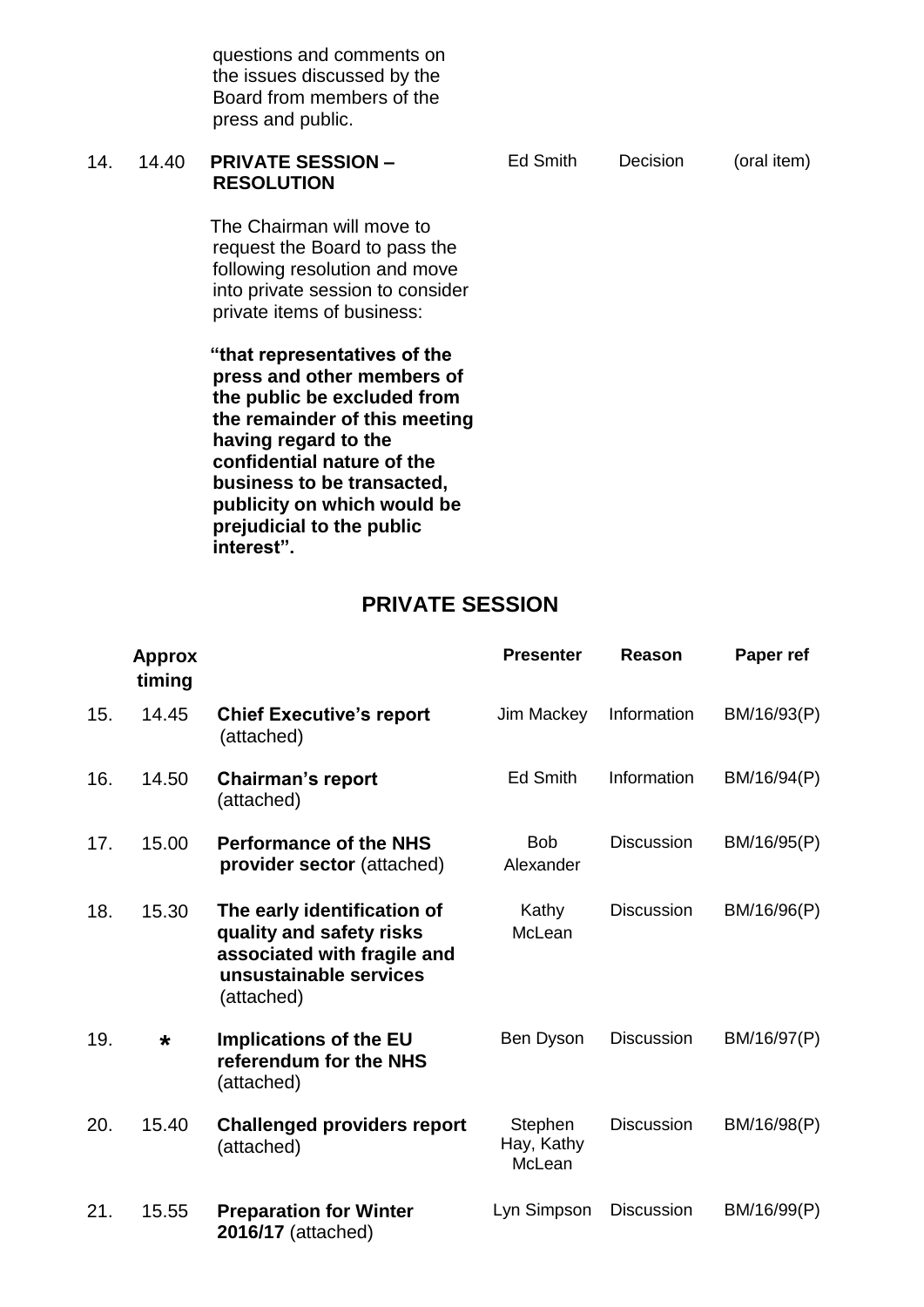| | | | | | |
|---|---|---|---|---|---|
| | | questions and comments on the issues discussed by the Board from members of the press and public. | | | |
| 14. | 14.40 | **PRIVATE SESSION – RESOLUTION**<br><br>The Chairman will move to request the Board to pass the following resolution and move into private session to consider private items of business:<br><br>**"that representatives of the press and other members of the public be excluded from the remainder of this meeting having regard to the confidential nature of the business to be transacted, publicity on which would be prejudicial to the public interest".** | Ed Smith | Decision | (oral item) |

## PRIVATE SESSION

| | Approx timing | | Presenter | Reason | Paper ref |
|---|---|---|---|---|---|
| 15. | 14.45 | **Chief Executive's report** (attached) | Jim Mackey | Information | BM/16/93(P) |
| 16. | 14.50 | **Chairman's report** (attached) | Ed Smith | Information | BM/16/94(P) |
| 17. | 15.00 | **Performance of the NHS provider sector** (attached) | Bob Alexander | Discussion | BM/16/95(P) |
| 18. | 15.30 | **The early identification of quality and safety risks associated with fragile and unsustainable services** (attached) | Kathy McLean | Discussion | BM/16/96(P) |
| 19. | * | **Implications of the EU referendum for the NHS** (attached) | Ben Dyson | Discussion | BM/16/97(P) |
| 20. | 15.40 | **Challenged providers report** (attached) | Stephen Hay, Kathy McLean | Discussion | BM/16/98(P) |
| 21. | 15.55 | **Preparation for Winter 2016/17** (attached) | Lyn Simpson | Discussion | BM/16/99(P) |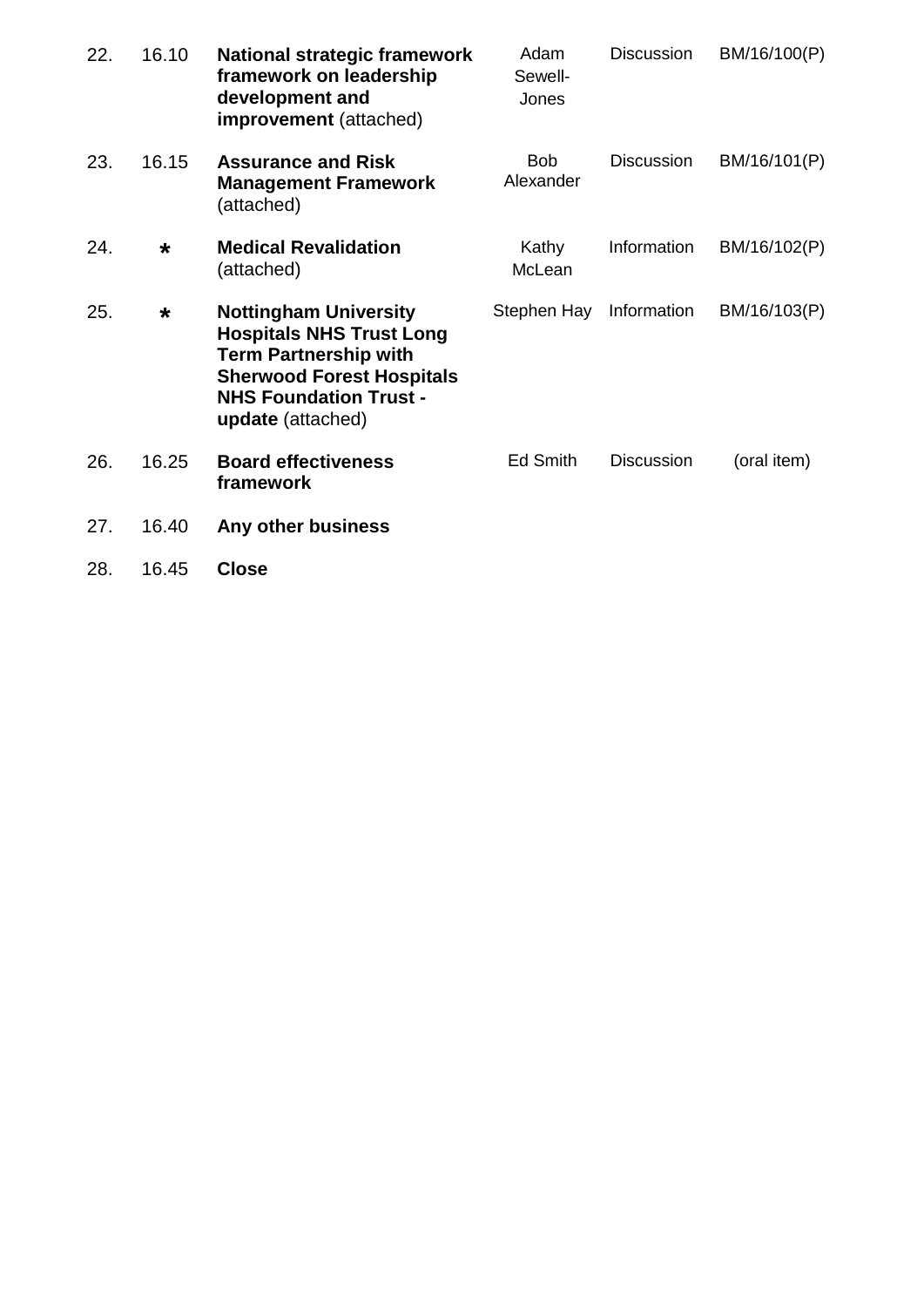| | | | | | |
|---|---|---|---|---|---|
| 22. | 16.10 | **National strategic framework framework on leadership development and improvement** (attached) | Adam Sewell-Jones | Discussion | BM/16/100(P) |
| 23. | 16.15 | **Assurance and Risk Management Framework** (attached) | Bob Alexander | Discussion | BM/16/101(P) |
| 24. | * | **Medical Revalidation** (attached) | Kathy McLean | Information | BM/16/102(P) |
| 25. | * | **Nottingham University Hospitals NHS Trust Long Term Partnership with Sherwood Forest Hospitals NHS Foundation Trust - update** (attached) | Stephen Hay | Information | BM/16/103(P) |
| 26. | 16.25 | **Board effectiveness framework** | Ed Smith | Discussion | (oral item) |
| 27. | 16.40 | **Any other business** | | | |
| 28. | 16.45 | **Close** | | | |